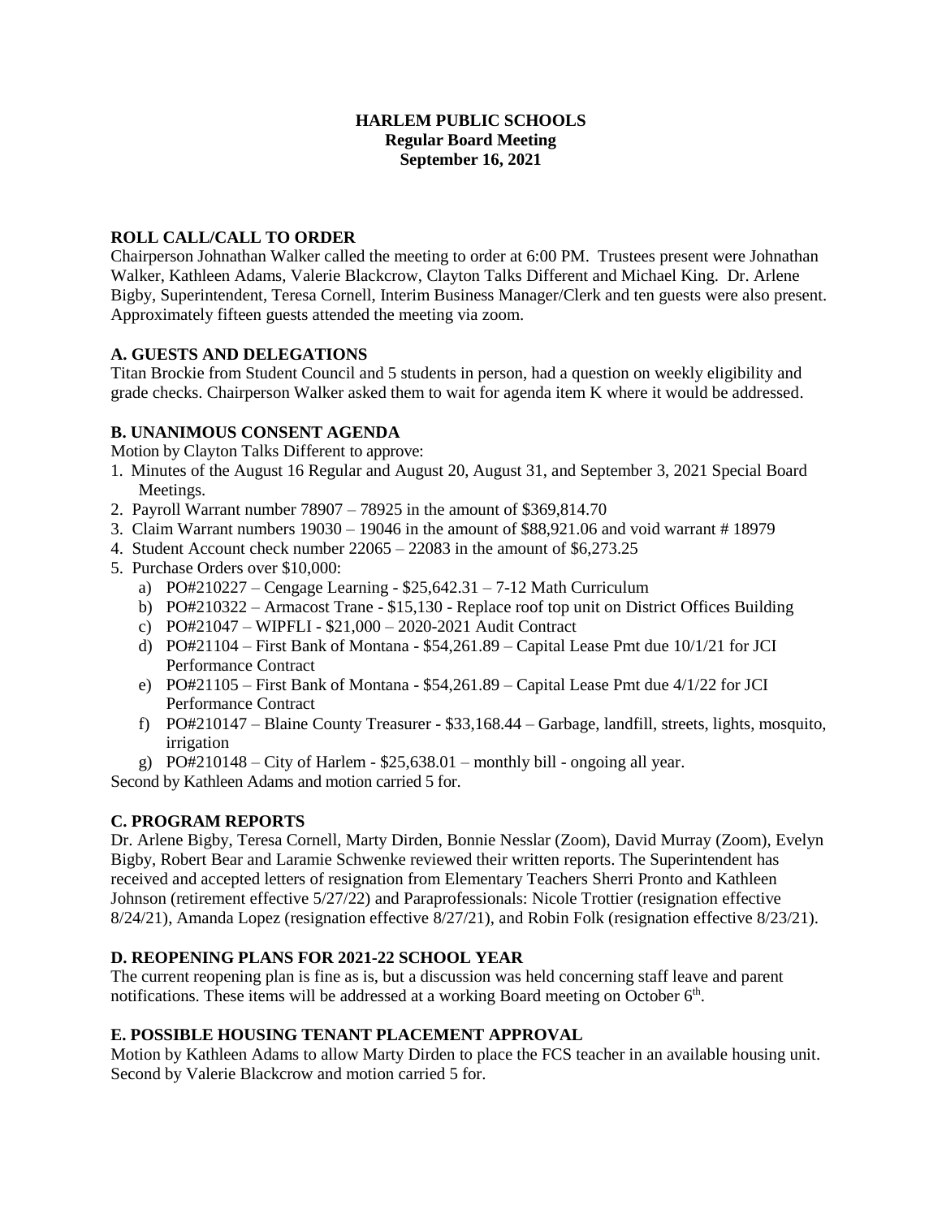# HARLEM PUBLIC SCHOOLS
## Regular Board Meeting
## September 16, 2021

### ROLL CALL/CALL TO ORDER

Chairperson Johnathan Walker called the meeting to order at 6:00 PM. Trustees present were Johnathan Walker, Kathleen Adams, Valerie Blackcrow, Clayton Talks Different and Michael King. Dr. Arlene Bigby, Superintendent, Teresa Cornell, Interim Business Manager/Clerk and ten guests were also present. Approximately fifteen guests attended the meeting via zoom.

### A. GUESTS AND DELEGATIONS

Titan Brockie from Student Council and 5 students in person, had a question on weekly eligibility and grade checks. Chairperson Walker asked them to wait for agenda item K where it would be addressed.

### B. UNANIMOUS CONSENT AGENDA

Motion by Clayton Talks Different to approve:

1. Minutes of the August 16 Regular and August 20, August 31, and September 3, 2021 Special Board Meetings.
2. Payroll Warrant number 78907 – 78925 in the amount of $369,814.70
3. Claim Warrant numbers 19030 – 19046 in the amount of $88,921.06 and void warrant # 18979
4. Student Account check number 22065 – 22083 in the amount of $6,273.25
5. Purchase Orders over $10,000:
   a) PO#210227 – Cengage Learning - $25,642.31 – 7-12 Math Curriculum
   b) PO#210322 – Armacost Trane - $15,130 - Replace roof top unit on District Offices Building
   c) PO#21047 – WIPFLI - $21,000 – 2020-2021 Audit Contract
   d) PO#21104 – First Bank of Montana - $54,261.89 – Capital Lease Pmt due 10/1/21 for JCI Performance Contract
   e) PO#21105 – First Bank of Montana - $54,261.89 – Capital Lease Pmt due 4/1/22 for JCI Performance Contract
   f) PO#210147 – Blaine County Treasurer - $33,168.44 – Garbage, landfill, streets, lights, mosquito, irrigation
   g) PO#210148 – City of Harlem - $25,638.01 – monthly bill - ongoing all year.

Second by Kathleen Adams and motion carried 5 for.

### C. PROGRAM REPORTS

Dr. Arlene Bigby, Teresa Cornell, Marty Dirden, Bonnie Nesslar (Zoom), David Murray (Zoom), Evelyn Bigby, Robert Bear and Laramie Schwenke reviewed their written reports. The Superintendent has received and accepted letters of resignation from Elementary Teachers Sherri Pronto and Kathleen Johnson (retirement effective 5/27/22) and Paraprofessionals: Nicole Trottier (resignation effective 8/24/21), Amanda Lopez (resignation effective 8/27/21), and Robin Folk (resignation effective 8/23/21).

### D. REOPENING PLANS FOR 2021-22 SCHOOL YEAR

The current reopening plan is fine as is, but a discussion was held concerning staff leave and parent notifications. These items will be addressed at a working Board meeting on October 6th.

### E. POSSIBLE HOUSING TENANT PLACEMENT APPROVAL

Motion by Kathleen Adams to allow Marty Dirden to place the FCS teacher in an available housing unit. Second by Valerie Blackcrow and motion carried 5 for.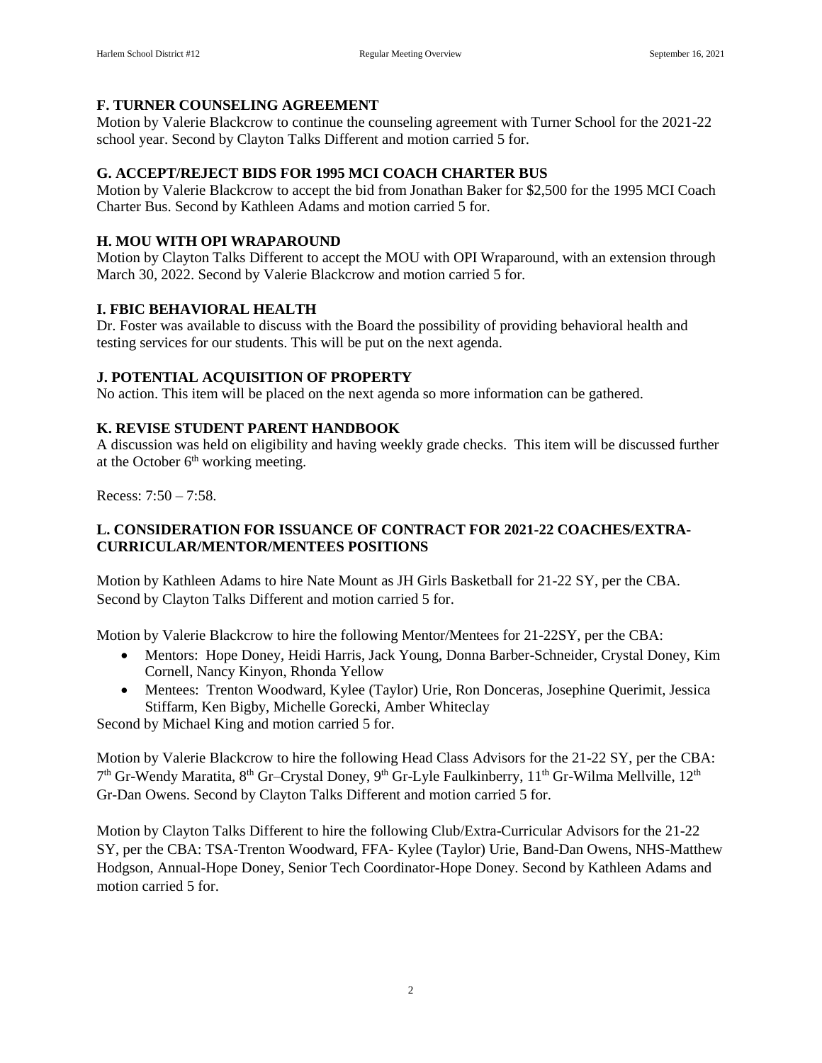### F. TURNER COUNSELING AGREEMENT

Motion by Valerie Blackcrow to continue the counseling agreement with Turner School for the 2021-22 school year. Second by Clayton Talks Different and motion carried 5 for.

### G. ACCEPT/REJECT BIDS FOR 1995 MCI COACH CHARTER BUS

Motion by Valerie Blackcrow to accept the bid from Jonathan Baker for $2,500 for the 1995 MCI Coach Charter Bus. Second by Kathleen Adams and motion carried 5 for.

### H. MOU WITH OPI WRAPAROUND

Motion by Clayton Talks Different to accept the MOU with OPI Wraparound, with an extension through March 30, 2022. Second by Valerie Blackcrow and motion carried 5 for.

### I. FBIC BEHAVIORAL HEALTH

Dr. Foster was available to discuss with the Board the possibility of providing behavioral health and testing services for our students. This will be put on the next agenda.

### J. POTENTIAL ACQUISITION OF PROPERTY

No action. This item will be placed on the next agenda so more information can be gathered.

### K. REVISE STUDENT PARENT HANDBOOK

A discussion was held on eligibility and having weekly grade checks. This item will be discussed further at the October 6th working meeting.

Recess: 7:50 – 7:58.

### L. CONSIDERATION FOR ISSUANCE OF CONTRACT FOR 2021-22 COACHES/EXTRA-CURRICULAR/MENTOR/MENTEES POSITIONS

Motion by Kathleen Adams to hire Nate Mount as JH Girls Basketball for 21-22 SY, per the CBA. Second by Clayton Talks Different and motion carried 5 for.

Motion by Valerie Blackcrow to hire the following Mentor/Mentees for 21-22SY, per the CBA:

- Mentors: Hope Doney, Heidi Harris, Jack Young, Donna Barber-Schneider, Crystal Doney, Kim Cornell, Nancy Kinyon, Rhonda Yellow
- Mentees: Trenton Woodward, Kylee (Taylor) Urie, Ron Donceras, Josephine Querimit, Jessica Stiffarm, Ken Bigby, Michelle Gorecki, Amber Whiteclay

Second by Michael King and motion carried 5 for.

Motion by Valerie Blackcrow to hire the following Head Class Advisors for the 21-22 SY, per the CBA: 7th Gr-Wendy Maratita, 8th Gr–Crystal Doney, 9th Gr-Lyle Faulkinberry, 11th Gr-Wilma Mellville, 12th Gr-Dan Owens. Second by Clayton Talks Different and motion carried 5 for.

Motion by Clayton Talks Different to hire the following Club/Extra-Curricular Advisors for the 21-22 SY, per the CBA: TSA-Trenton Woodward, FFA- Kylee (Taylor) Urie, Band-Dan Owens, NHS-Matthew Hodgson, Annual-Hope Doney, Senior Tech Coordinator-Hope Doney. Second by Kathleen Adams and motion carried 5 for.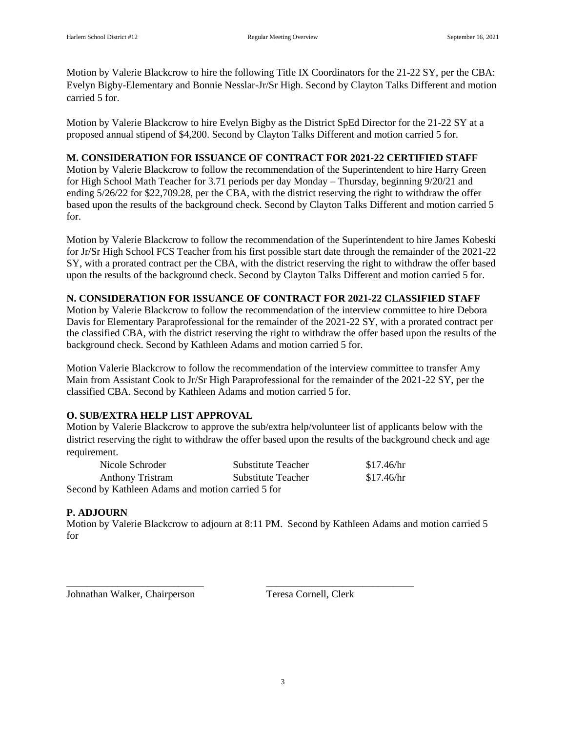Motion by Valerie Blackcrow to hire the following Title IX Coordinators for the 21-22 SY, per the CBA: Evelyn Bigby-Elementary and Bonnie Nesslar-Jr/Sr High. Second by Clayton Talks Different and motion carried 5 for.

Motion by Valerie Blackcrow to hire Evelyn Bigby as the District SpEd Director for the 21-22 SY at a proposed annual stipend of $4,200. Second by Clayton Talks Different and motion carried 5 for.

**M. CONSIDERATION FOR ISSUANCE OF CONTRACT FOR 2021-22 CERTIFIED STAFF**

Motion by Valerie Blackcrow to follow the recommendation of the Superintendent to hire Harry Green for High School Math Teacher for 3.71 periods per day Monday – Thursday, beginning 9/20/21 and ending 5/26/22 for $22,709.28, per the CBA, with the district reserving the right to withdraw the offer based upon the results of the background check. Second by Clayton Talks Different and motion carried 5 for.

Motion by Valerie Blackcrow to follow the recommendation of the Superintendent to hire James Kobeski for Jr/Sr High School FCS Teacher from his first possible start date through the remainder of the 2021-22 SY, with a prorated contract per the CBA, with the district reserving the right to withdraw the offer based upon the results of the background check. Second by Clayton Talks Different and motion carried 5 for.

**N. CONSIDERATION FOR ISSUANCE OF CONTRACT FOR 2021-22 CLASSIFIED STAFF**

Motion by Valerie Blackcrow to follow the recommendation of the interview committee to hire Debora Davis for Elementary Paraprofessional for the remainder of the 2021-22 SY, with a prorated contract per the classified CBA, with the district reserving the right to withdraw the offer based upon the results of the background check. Second by Kathleen Adams and motion carried 5 for.

Motion Valerie Blackcrow to follow the recommendation of the interview committee to transfer Amy Main from Assistant Cook to Jr/Sr High Paraprofessional for the remainder of the 2021-22 SY, per the classified CBA. Second by Kathleen Adams and motion carried 5 for.

**O. SUB/EXTRA HELP LIST APPROVAL**

Motion by Valerie Blackcrow to approve the sub/extra help/volunteer list of applicants below with the district reserving the right to withdraw the offer based upon the results of the background check and age requirement.

| | | |
|---|---|---|
| Nicole Schroder | Substitute Teacher | $17.46/hr |
| Anthony Tristram | Substitute Teacher | $17.46/hr |

Second by Kathleen Adams and motion carried 5 for

**P. ADJOURN**

Motion by Valerie Blackcrow to adjourn at 8:11 PM. Second by Kathleen Adams and motion carried 5 for

\_\_\_\_\_\_\_\_\_\_\_\_\_\_\_\_\_\_\_\_\_\_\_\_\_\_\_ \_\_\_\_\_\_\_\_\_\_\_\_\_\_\_\_\_\_\_\_\_\_\_\_\_\_\_\_\_

Johnathan Walker, Chairperson    Teresa Cornell, Clerk